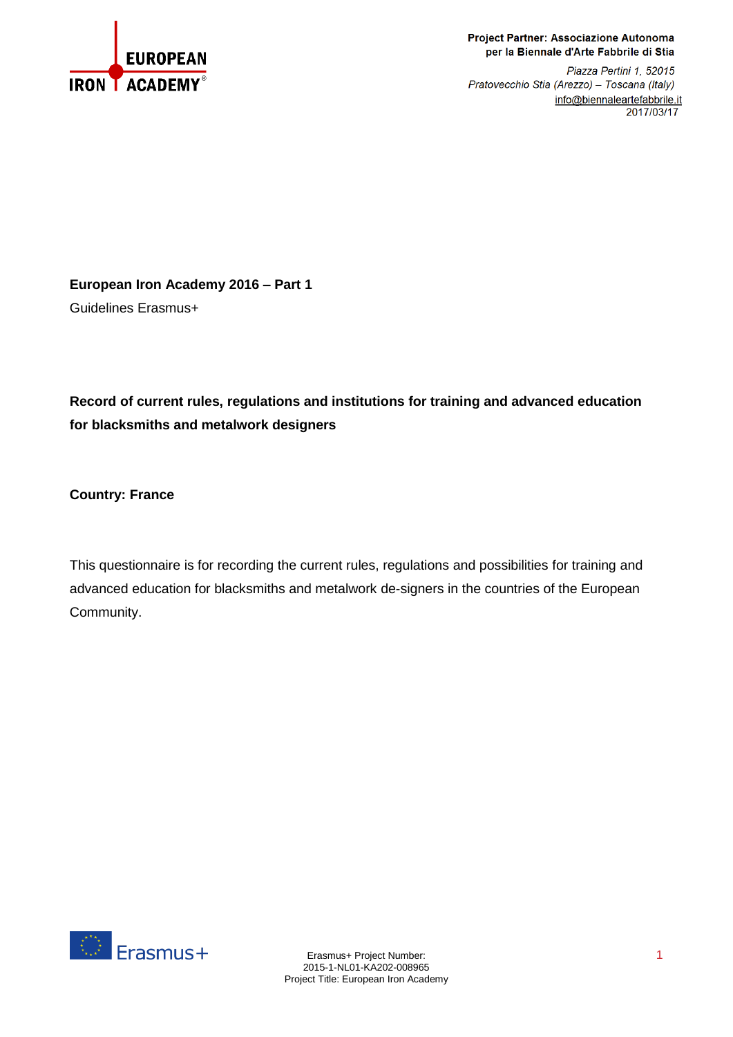**Project Partner: Associazione Autonoma per la Biennale d'Arte Fabbrile di Stia**

*Piazza Pertini 1, 52015*
*Pratovecchio Stia (Arezzo) – Toscana (Italy)*
info@biennaleartefabbrile.it
2017/03/17

**European Iron Academy 2016 – Part 1**

Guidelines Erasmus+

**Record of current rules, regulations and institutions for training and advanced education for blacksmiths and metalwork designers**

**Country: France**

This questionnaire is for recording the current rules, regulations and possibilities for training and advanced education for blacksmiths and metalwork de-signers in the countries of the European Community.

Erasmus+ Project Number:
2015-1-NL01-KA202-008965
Project Title: European Iron Academy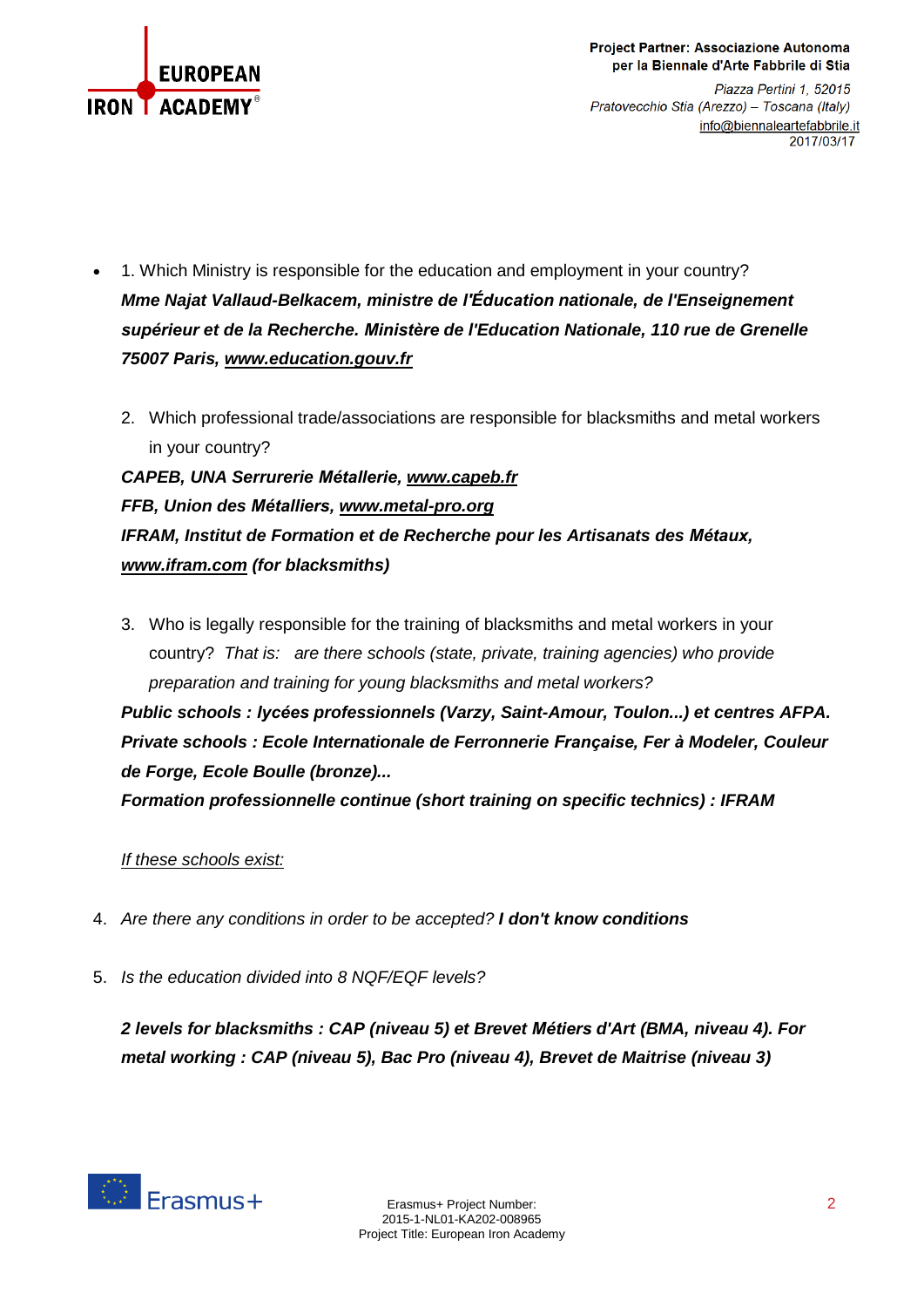- 1. Which Ministry is responsible for the education and employment in your country?
  ***Mme Najat Vallaud-Belkacem, ministre de l'Éducation nationale, de l'Enseignement supérieur et de la Recherche. Ministère de l'Education Nationale, 110 rue de Grenelle 75007 Paris, www.education.gouv.fr***

2. Which professional trade/associations are responsible for blacksmiths and metal workers in your country?

***CAPEB, UNA Serrurerie Métallerie, www.capeb.fr***
***FFB, Union des Métalliers, www.metal-pro.org***
***IFRAM, Institut de Formation et de Recherche pour les Artisanats des Métaux, www.ifram.com (for blacksmiths)***

3. Who is legally responsible for the training of blacksmiths and metal workers in your country? *That is: are there schools (state, private, training agencies) who provide preparation and training for young blacksmiths and metal workers?*

***Public schools : lycées professionnels (Varzy, Saint-Amour, Toulon...) et centres AFPA.***
***Private schools : Ecole Internationale de Ferronnerie Française, Fer à Modeler, Couleur de Forge, Ecole Boulle (bronze)...***
***Formation professionnelle continue (short training on specific technics) : IFRAM***

*If these schools exist:*

4. *Are there any conditions in order to be accepted?* ***I don't know conditions***

5. *Is the education divided into 8 NQF/EQF levels?*

***2 levels for blacksmiths : CAP (niveau 5) et Brevet Métiers d'Art (BMA, niveau 4). For metal working : CAP (niveau 5), Bac Pro (niveau 4), Brevet de Maitrise (niveau 3)***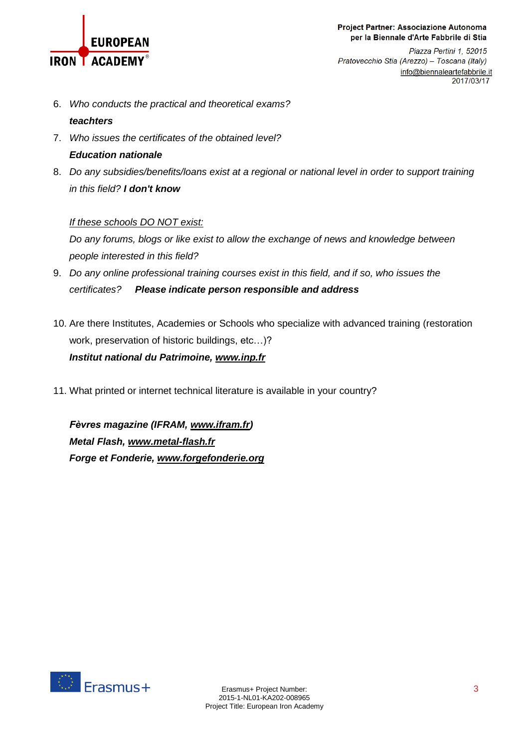6. *Who conducts the practical and theoretical exams?*

   ***teachters***

7. *Who issues the certificates of the obtained level?*

   ***Education nationale***

8. *Do any subsidies/benefits/loans exist at a regional or national level in order to support training in this field?* ***I don't know***

   *If these schools DO NOT exist:*

   *Do any forums, blogs or like exist to allow the exchange of news and knowledge between people interested in this field?*

9. *Do any online professional training courses exist in this field, and if so, who issues the certificates?*  ***Please indicate person responsible and address***

10. Are there Institutes, Academies or Schools who specialize with advanced training (restoration work, preservation of historic buildings, etc…)?

    ***Institut national du Patrimoine, www.inp.fr***

11. What printed or internet technical literature is available in your country?

    ***Fèvres magazine (IFRAM, www.ifram.fr)***
    ***Metal Flash, www.metal-flash.fr***
    ***Forge et Fonderie, www.forgefonderie.org***